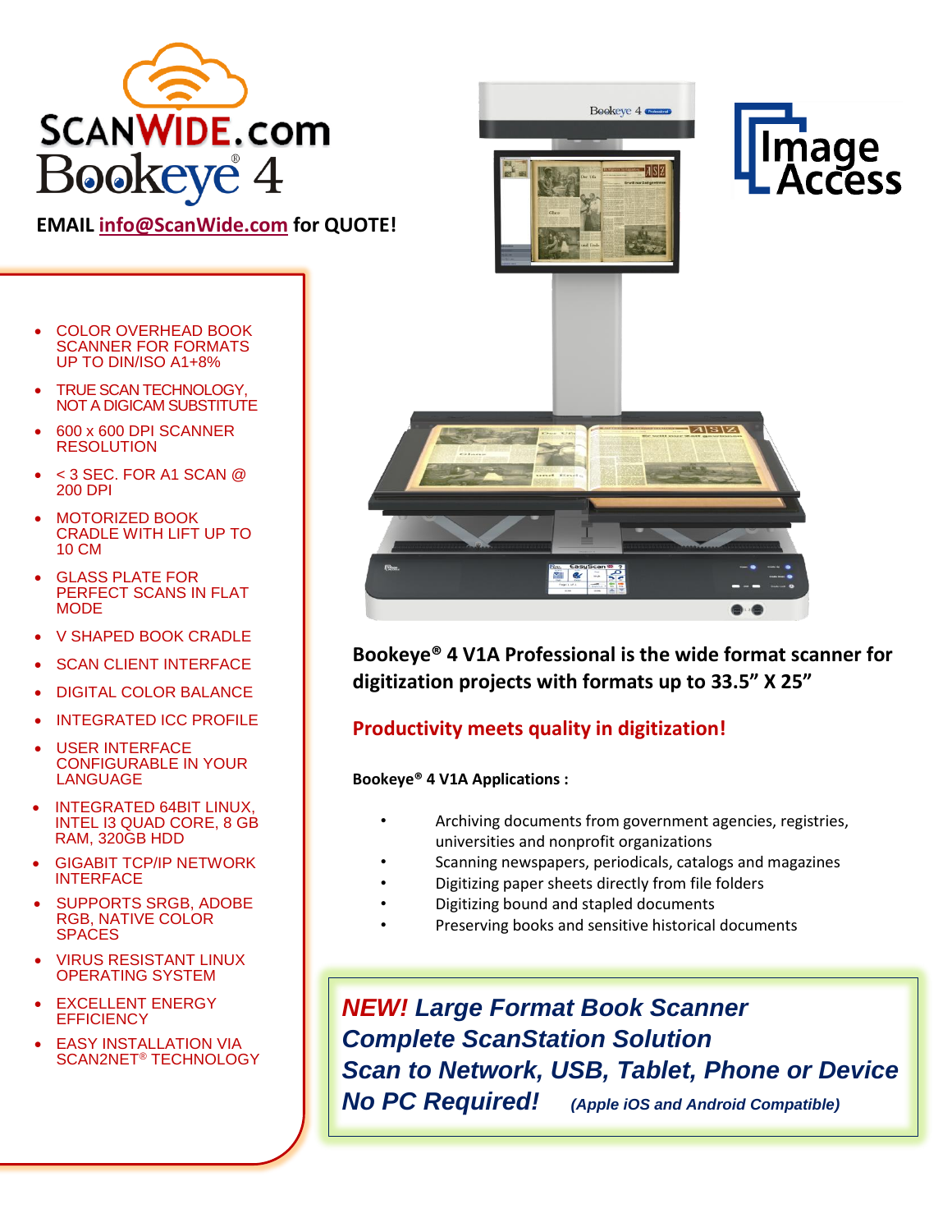# SCANWIDE.com

# Bookeye® 4

**EMAIL [info@ScanWide.com](mailto:info@ScanWide.com) for QUOTE!**

Image Access

- COLOR OVERHEAD BOOK SCANNER FOR FORMATS UP TO DIN/ISO A1+8%
- TRUE SCAN TECHNOLOGY, NOT A DIGICAM SUBSTITUTE
- 600 x 600 DPI SCANNER RESOLUTION
- < 3 SEC. FOR A1 SCAN @ 200 DPI
- MOTORIZED BOOK CRADLE WITH LIFT UP TO 10 CM
- GLASS PLATE FOR PERFECT SCANS IN FLAT MODE
- V SHAPED BOOK CRADLE
- SCAN CLIENT INTERFACE
- DIGITAL COLOR BALANCE
- INTEGRATED ICC PROFILE
- USER INTERFACE CONFIGURABLE IN YOUR LANGUAGE
- INTEGRATED 64BIT LINUX, INTEL I3 QUAD CORE, 8 GB RAM, 320GB HDD
- GIGABIT TCP/IP NETWORK INTERFACE
- SUPPORTS SRGB, ADOBE RGB, NATIVE COLOR SPACES
- VIRUS RESISTANT LINUX OPERATING SYSTEM
- EXCELLENT ENERGY EFFICIENCY
- EASY INSTALLATION VIA SCAN2NET® TECHNOLOGY

**Bookeye® 4 V1A Professional is the wide format scanner for digitization projects with formats up to 33.5" X 25"**

## Productivity meets quality in digitization!

**Bookeye® 4 V1A Applications :**

- Archiving documents from government agencies, registries, universities and nonprofit organizations
- Scanning newspapers, periodicals, catalogs and magazines
- Digitizing paper sheets directly from file folders
- Digitizing bound and stapled documents
- Preserving books and sensitive historical documents

***NEW! Large Format Book Scanner***
***Complete ScanStation Solution***
***Scan to Network, USB, Tablet, Phone or Device***
***No PC Required!*** ***(Apple iOS and Android Compatible)***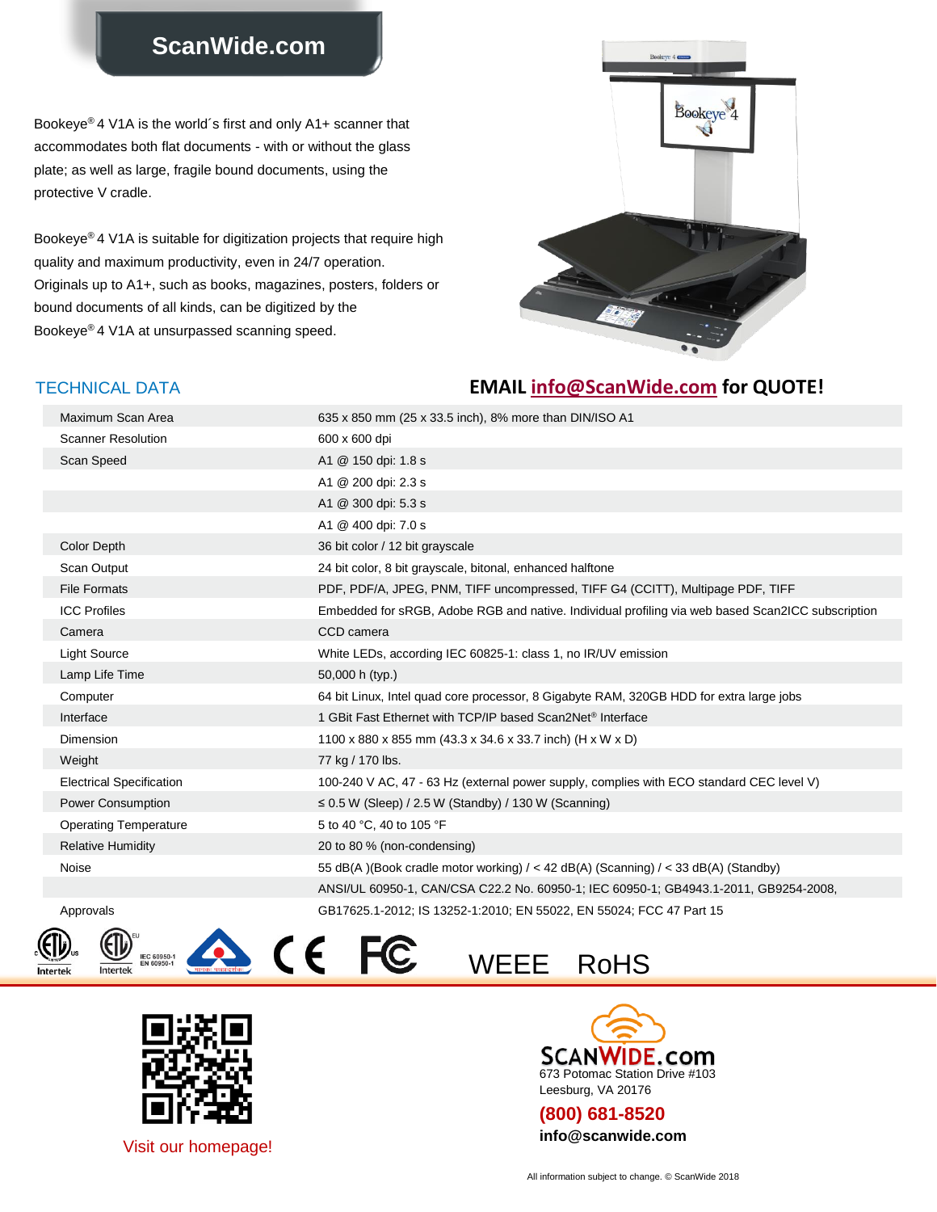# ScanWide.com

Bookeye® 4 V1A is the world´s first and only A1+ scanner that accommodates both flat documents - with or without the glass plate; as well as large, fragile bound documents, using the protective V cradle.

Bookeye® 4 V1A is suitable for digitization projects that require high quality and maximum productivity, even in 24/7 operation. Originals up to A1+, such as books, magazines, posters, folders or bound documents of all kinds, can be digitized by the Bookeye® 4 V1A at unsurpassed scanning speed.

## TECHNICAL DATA

**EMAIL info@ScanWide.com for QUOTE!**

| | |
|---|---|
| Maximum Scan Area | 635 x 850 mm (25 x 33.5 inch), 8% more than DIN/ISO A1 |
| Scanner Resolution | 600 x 600 dpi |
| Scan Speed | A1 @ 150 dpi: 1.8 s |
| | A1 @ 200 dpi: 2.3 s |
| | A1 @ 300 dpi: 5.3 s |
| | A1 @ 400 dpi: 7.0 s |
| Color Depth | 36 bit color / 12 bit grayscale |
| Scan Output | 24 bit color, 8 bit grayscale, bitonal, enhanced halftone |
| File Formats | PDF, PDF/A, JPEG, PNM, TIFF uncompressed, TIFF G4 (CCITT), Multipage PDF, TIFF |
| ICC Profiles | Embedded for sRGB, Adobe RGB and native. Individual profiling via web based Scan2ICC subscription |
| Camera | CCD camera |
| Light Source | White LEDs, according IEC 60825-1: class 1, no IR/UV emission |
| Lamp Life Time | 50,000 h (typ.) |
| Computer | 64 bit Linux, Intel quad core processor, 8 Gigabyte RAM, 320GB HDD for extra large jobs |
| Interface | 1 GBit Fast Ethernet with TCP/IP based Scan2Net® Interface |
| Dimension | 1100 x 880 x 855 mm (43.3 x 34.6 x 33.7 inch) (H x W x D) |
| Weight | 77 kg / 170 lbs. |
| Electrical Specification | 100-240 V AC, 47 - 63 Hz (external power supply, complies with ECO standard CEC level V) |
| Power Consumption | ≤ 0.5 W (Sleep) / 2.5 W (Standby) / 130 W (Scanning) |
| Operating Temperature | 5 to 40 °C, 40 to 105 °F |
| Relative Humidity | 20 to 80 % (non-condensing) |
| Noise | 55 dB(A )(Book cradle motor working) / < 42 dB(A) (Scanning) / < 33 dB(A) (Standby) |
| Approvals | ANSI/UL 60950-1, CAN/CSA C22.2 No. 60950-1; IEC 60950-1; GB4943.1-2011, GB9254-2008, GB17625.1-2012; IS 13252-1:2010; EN 55022, EN 55024; FCC 47 Part 15 |

Intertek Intertek IEC 60950-1 EN 60950-1 CE FC WEEE RoHS

Visit our homepage!

SCANWIDE.com
673 Potomac Station Drive #103
Leesburg, VA 20176

**(800) 681-8520**

**info@scanwide.com**

All information subject to change. © ScanWide 2018